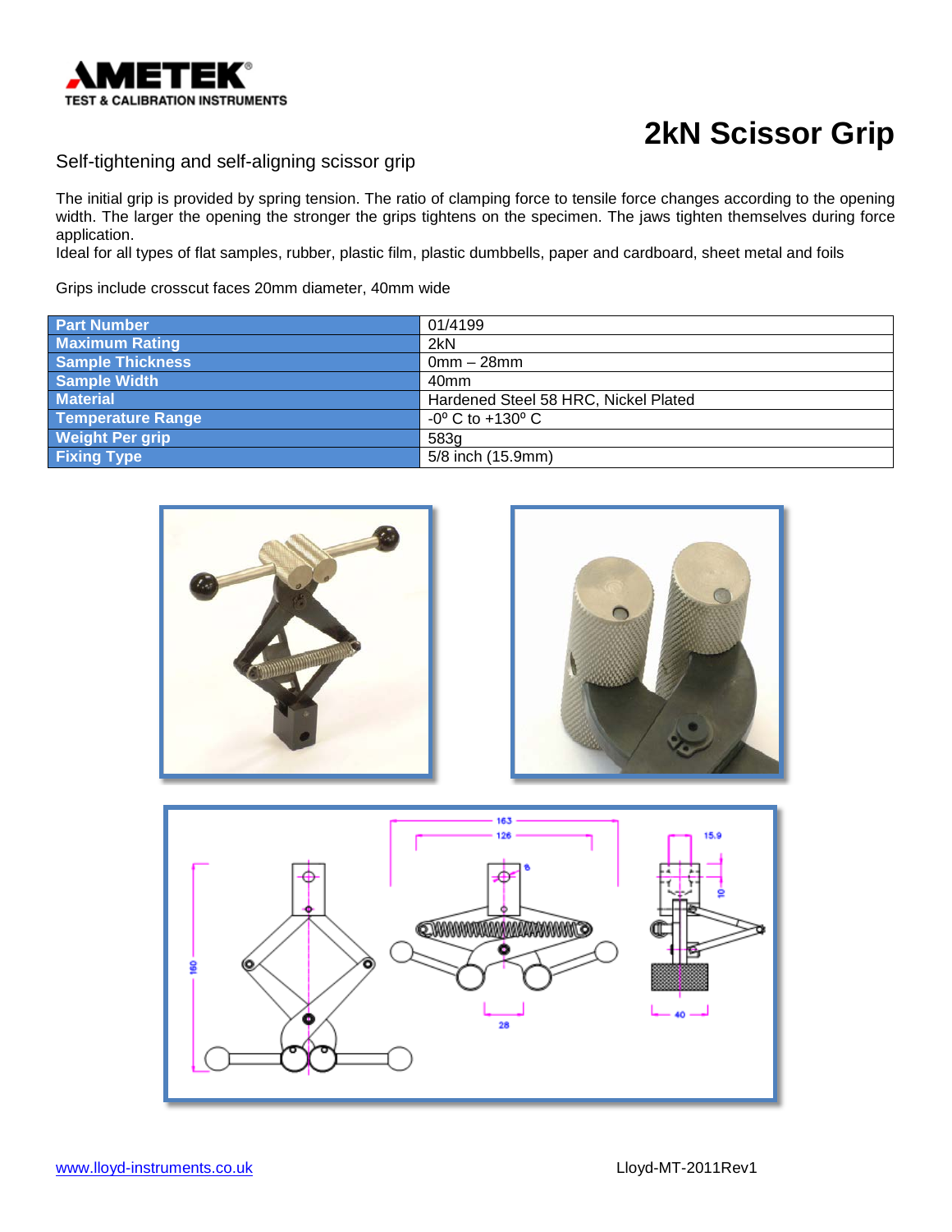AMETEK®
TEST & CALIBRATION INSTRUMENTS

# 2kN Scissor Grip

Self-tightening and self-aligning scissor grip

The initial grip is provided by spring tension. The ratio of clamping force to tensile force changes according to the opening width. The larger the opening the stronger the grips tightens on the specimen. The jaws tighten themselves during force application.
Ideal for all types of flat samples, rubber, plastic film, plastic dumbbells, paper and cardboard, sheet metal and foils

Grips include crosscut faces 20mm diameter, 40mm wide

| Part Number | 01/4199 |
|---|---|
| Maximum Rating | 2kN |
| Sample Thickness | 0mm – 28mm |
| Sample Width | 40mm |
| Material | Hardened Steel 58 HRC, Nickel Plated |
| Temperature Range | -0º C to +130º C |
| Weight Per grip | 583g |
| Fixing Type | 5/8 inch (15.9mm) |

www.lloyd-instruments.co.uk

Lloyd-MT-2011Rev1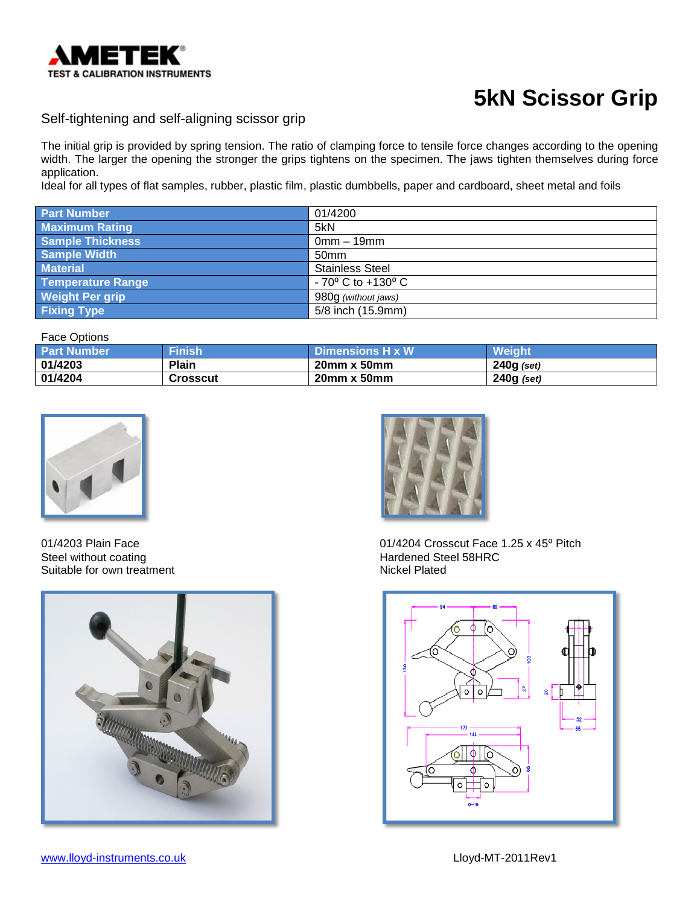**AMETEK®**
**TEST & CALIBRATION INSTRUMENTS**

# 5kN Scissor Grip

Self-tightening and self-aligning scissor grip

The initial grip is provided by spring tension. The ratio of clamping force to tensile force changes according to the opening width. The larger the opening the stronger the grips tightens on the specimen. The jaws tighten themselves during force application.
Ideal for all types of flat samples, rubber, plastic film, plastic dumbbells, paper and cardboard, sheet metal and foils

| Part Number | 01/4200 |
|---|---|
| Maximum Rating | 5kN |
| Sample Thickness | 0mm – 19mm |
| Sample Width | 50mm |
| Material | Stainless Steel |
| Temperature Range | - 70° C to +130° C |
| Weight Per grip | 980g *(without jaws)* |
| Fixing Type | 5/8 inch (15.9mm) |

Face Options

| Part Number | Finish | Dimensions H x W | Weight |
|---|---|---|---|
| **01/4203** | **Plain** | **20mm x 50mm** | **240g *(set)*** |
| **01/4204** | **Crosscut** | **20mm x 50mm** | **240g *(set)*** |

01/4203 Plain Face
Steel without coating
Suitable for own treatment

01/4204 Crosscut Face 1.25 x 45° Pitch
Hardened Steel 58HRC
Nickel Plated

www.lloyd-instruments.co.uk

Lloyd-MT-2011Rev1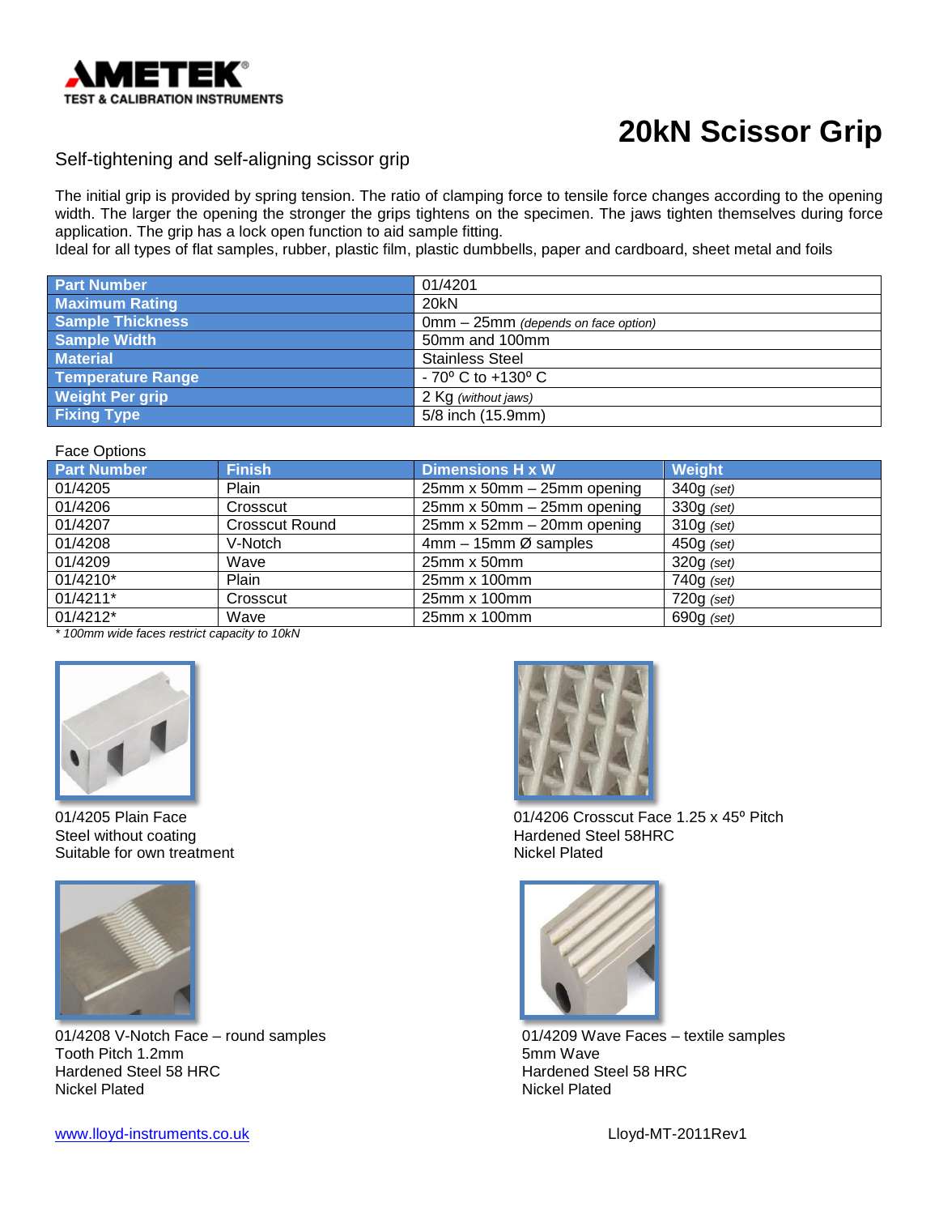# 20kN Scissor Grip

## Self-tightening and self-aligning scissor grip

The initial grip is provided by spring tension. The ratio of clamping force to tensile force changes according to the opening width. The larger the opening the stronger the grips tightens on the specimen. The jaws tighten themselves during force application. The grip has a lock open function to aid sample fitting.
Ideal for all types of flat samples, rubber, plastic film, plastic dumbbells, paper and cardboard, sheet metal and foils

| | |
|---|---|
| **Part Number** | 01/4201 |
| **Maximum Rating** | 20kN |
| **Sample Thickness** | 0mm – 25mm *(depends on face option)* |
| **Sample Width** | 50mm and 100mm |
| **Material** | Stainless Steel |
| **Temperature Range** | - 70º C to +130º C |
| **Weight Per grip** | 2 Kg *(without jaws)* |
| **Fixing Type** | 5/8 inch (15.9mm) |

Face Options

| Part Number | Finish | Dimensions H x W | Weight |
|---|---|---|---|
| 01/4205 | Plain | 25mm x 50mm – 25mm opening | 340g *(set)* |
| 01/4206 | Crosscut | 25mm x 50mm – 25mm opening | 330g *(set)* |
| 01/4207 | Crosscut Round | 25mm x 52mm – 20mm opening | 310g *(set)* |
| 01/4208 | V-Notch | 4mm – 15mm Ø samples | 450g *(set)* |
| 01/4209 | Wave | 25mm x 50mm | 320g *(set)* |
| 01/4210* | Plain | 25mm x 100mm | 740g *(set)* |
| 01/4211* | Crosscut | 25mm x 100mm | 720g *(set)* |
| 01/4212* | Wave | 25mm x 100mm | 690g *(set)* |

*\* 100mm wide faces restrict capacity to 10kN*

01/4205 Plain Face
Steel without coating
Suitable for own treatment

01/4206 Crosscut Face 1.25 x 45º Pitch
Hardened Steel 58HRC
Nickel Plated

01/4208 V-Notch Face – round samples
Tooth Pitch 1.2mm
Hardened Steel 58 HRC
Nickel Plated

01/4209 Wave Faces – textile samples
5mm Wave
Hardened Steel 58 HRC
Nickel Plated

www.lloyd-instruments.co.uk

Lloyd-MT-2011Rev1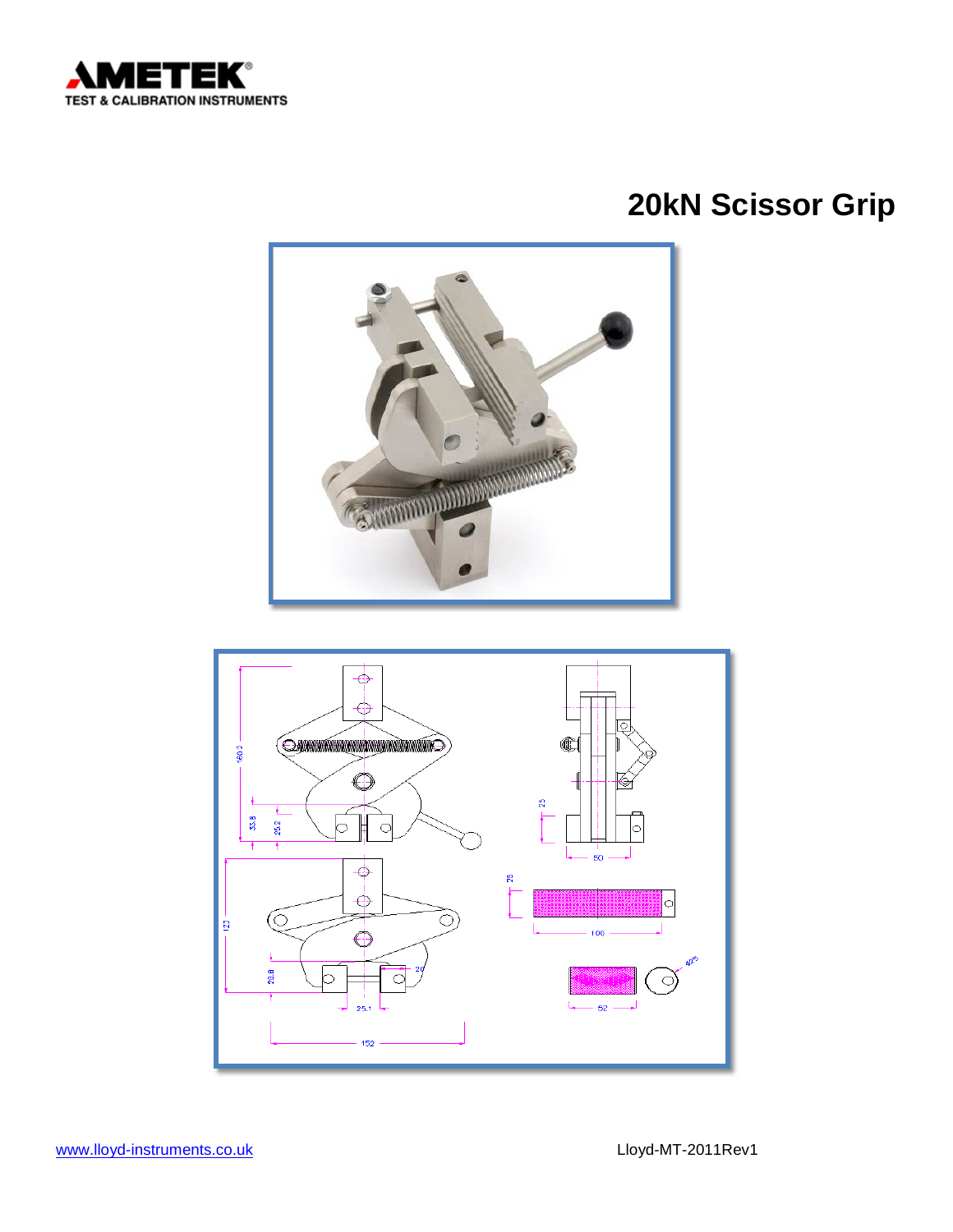# 20kN Scissor Grip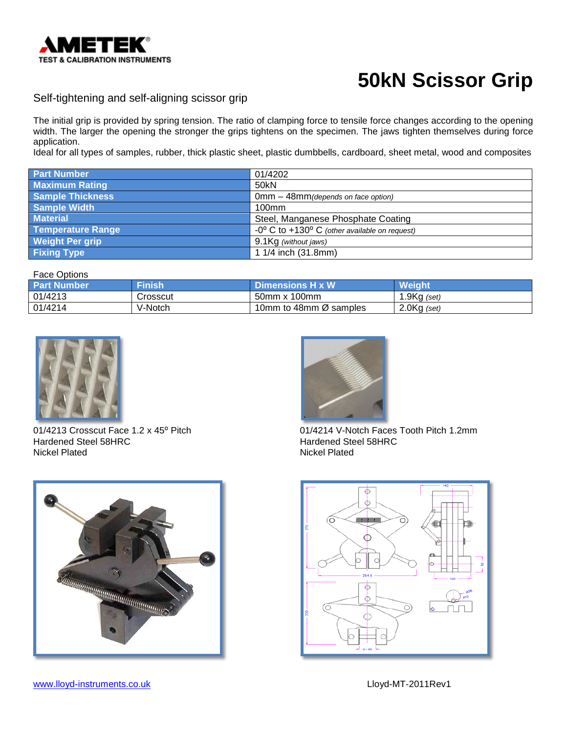# 50kN Scissor Grip

Self-tightening and self-aligning scissor grip

The initial grip is provided by spring tension. The ratio of clamping force to tensile force changes according to the opening width. The larger the opening the stronger the grips tightens on the specimen. The jaws tighten themselves during force application.
Ideal for all types of samples, rubber, thick plastic sheet, plastic dumbbells, cardboard, sheet metal, wood and composites

| | |
|---|---|
| **Part Number** | 01/4202 |
| **Maximum Rating** | 50kN |
| **Sample Thickness** | 0mm – 48mm *(depends on face option)* |
| **Sample Width** | 100mm |
| **Material** | Steel, Manganese Phosphate Coating |
| **Temperature Range** | -0º C to +130º C *(other available on request)* |
| **Weight Per grip** | 9.1Kg *(without jaws)* |
| **Fixing Type** | 1 1/4 inch (31.8mm) |

Face Options

| Part Number | Finish | Dimensions H x W | Weight |
|---|---|---|---|
| 01/4213 | Crosscut | 50mm x 100mm | 1.9Kg *(set)* |
| 01/4214 | V-Notch | 10mm to 48mm Ø samples | 2.0Kg *(set)* |

01/4213 Crosscut Face 1.2 x 45º Pitch
Hardened Steel 58HRC
Nickel Plated

01/4214 V-Notch Faces Tooth Pitch 1.2mm
Hardened Steel 58HRC
Nickel Plated

www.lloyd-instruments.co.uk

Lloyd-MT-2011Rev1